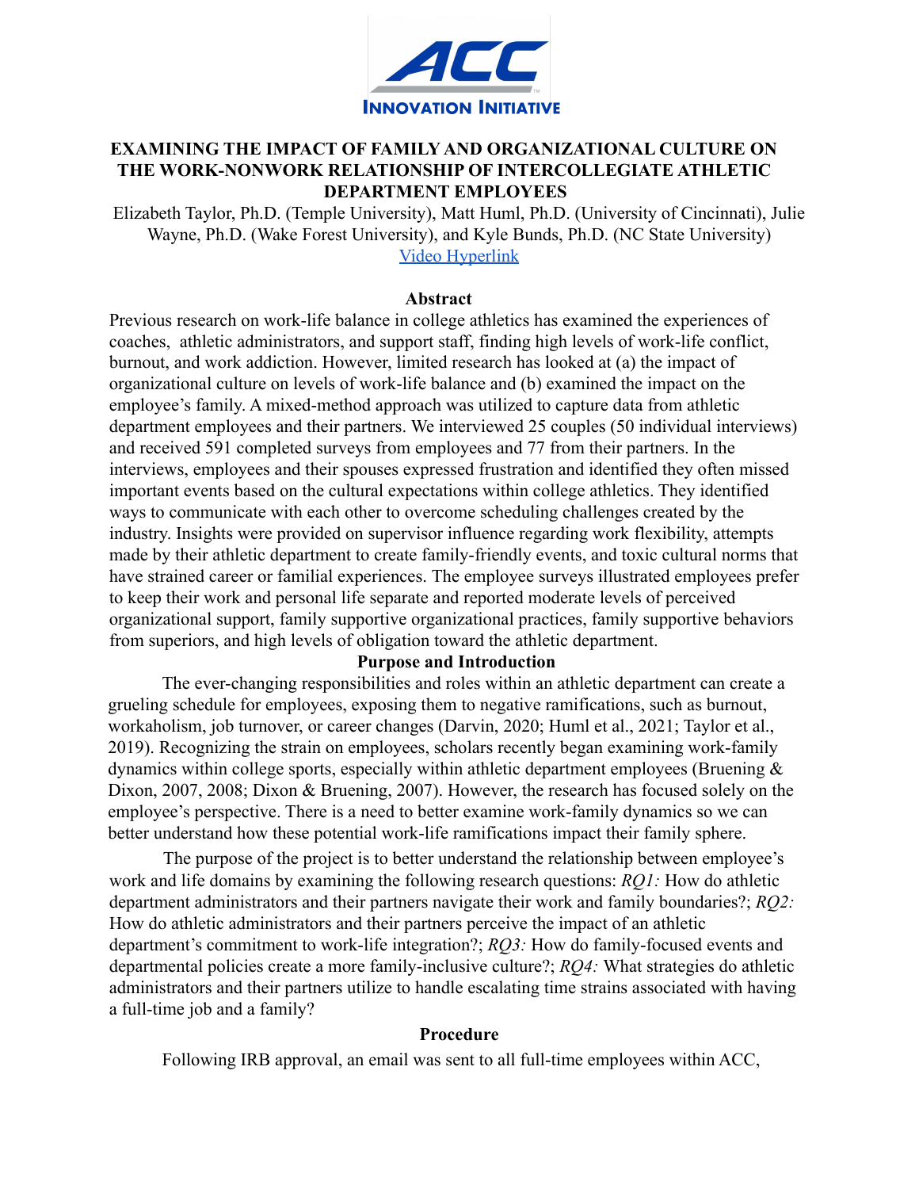# EXAMINING THE IMPACT OF FAMILY AND ORGANIZATIONAL CULTURE ON THE WORK-NONWORK RELATIONSHIP OF INTERCOLLEGIATE ATHLETIC DEPARTMENT EMPLOYEES

Elizabeth Taylor, Ph.D. (Temple University), Matt Huml, Ph.D. (University of Cincinnati), Julie Wayne, Ph.D. (Wake Forest University), and Kyle Bunds, Ph.D. (NC State University)

Video Hyperlink

## Abstract

Previous research on work-life balance in college athletics has examined the experiences of coaches, athletic administrators, and support staff, finding high levels of work-life conflict, burnout, and work addiction. However, limited research has looked at (a) the impact of organizational culture on levels of work-life balance and (b) examined the impact on the employee's family. A mixed-method approach was utilized to capture data from athletic department employees and their partners. We interviewed 25 couples (50 individual interviews) and received 591 completed surveys from employees and 77 from their partners. In the interviews, employees and their spouses expressed frustration and identified they often missed important events based on the cultural expectations within college athletics. They identified ways to communicate with each other to overcome scheduling challenges created by the industry. Insights were provided on supervisor influence regarding work flexibility, attempts made by their athletic department to create family-friendly events, and toxic cultural norms that have strained career or familial experiences. The employee surveys illustrated employees prefer to keep their work and personal life separate and reported moderate levels of perceived organizational support, family supportive organizational practices, family supportive behaviors from superiors, and high levels of obligation toward the athletic department.

## Purpose and Introduction

The ever-changing responsibilities and roles within an athletic department can create a grueling schedule for employees, exposing them to negative ramifications, such as burnout, workaholism, job turnover, or career changes (Darvin, 2020; Huml et al., 2021; Taylor et al., 2019). Recognizing the strain on employees, scholars recently began examining work-family dynamics within college sports, especially within athletic department employees (Bruening & Dixon, 2007, 2008; Dixon & Bruening, 2007). However, the research has focused solely on the employee's perspective. There is a need to better examine work-family dynamics so we can better understand how these potential work-life ramifications impact their family sphere.

The purpose of the project is to better understand the relationship between employee's work and life domains by examining the following research questions: *RQ1:* How do athletic department administrators and their partners navigate their work and family boundaries?; *RQ2:* How do athletic administrators and their partners perceive the impact of an athletic department's commitment to work-life integration?; *RQ3:* How do family-focused events and departmental policies create a more family-inclusive culture?; *RQ4:* What strategies do athletic administrators and their partners utilize to handle escalating time strains associated with having a full-time job and a family?

## Procedure

Following IRB approval, an email was sent to all full-time employees within ACC,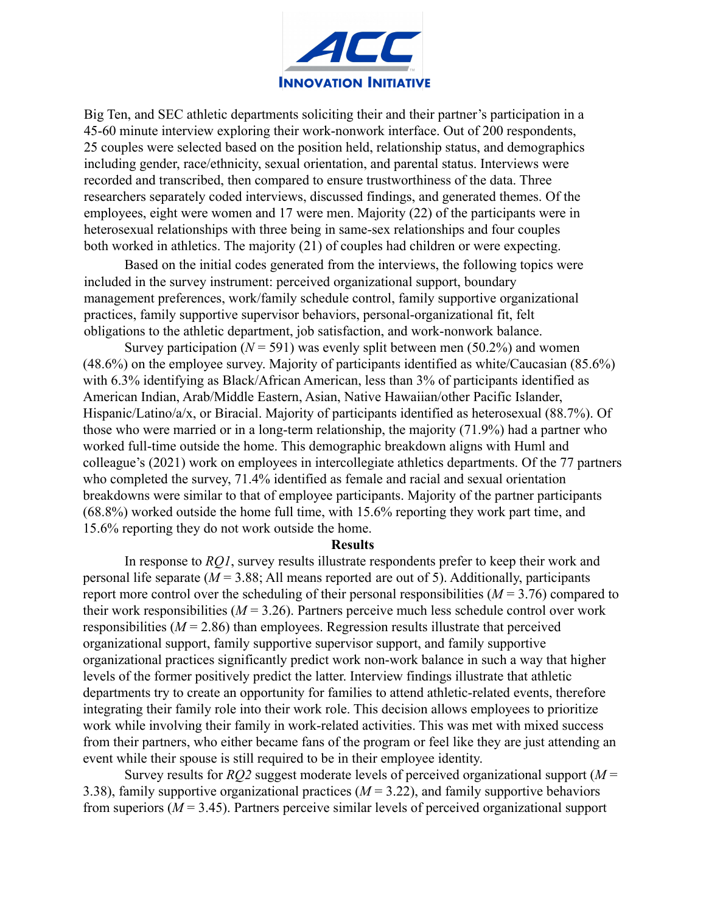Big Ten, and SEC athletic departments soliciting their and their partner's participation in a 45-60 minute interview exploring their work-nonwork interface. Out of 200 respondents, 25 couples were selected based on the position held, relationship status, and demographics including gender, race/ethnicity, sexual orientation, and parental status. Interviews were recorded and transcribed, then compared to ensure trustworthiness of the data. Three researchers separately coded interviews, discussed findings, and generated themes. Of the employees, eight were women and 17 were men. Majority (22) of the participants were in heterosexual relationships with three being in same-sex relationships and four couples both worked in athletics. The majority (21) of couples had children or were expecting.

Based on the initial codes generated from the interviews, the following topics were included in the survey instrument: perceived organizational support, boundary management preferences, work/family schedule control, family supportive organizational practices, family supportive supervisor behaviors, personal-organizational fit, felt obligations to the athletic department, job satisfaction, and work-nonwork balance.

Survey participation ($N$ = 591) was evenly split between men (50.2%) and women (48.6%) on the employee survey. Majority of participants identified as white/Caucasian (85.6%) with 6.3% identifying as Black/African American, less than 3% of participants identified as American Indian, Arab/Middle Eastern, Asian, Native Hawaiian/other Pacific Islander, Hispanic/Latino/a/x, or Biracial. Majority of participants identified as heterosexual (88.7%). Of those who were married or in a long-term relationship, the majority (71.9%) had a partner who worked full-time outside the home. This demographic breakdown aligns with Huml and colleague's (2021) work on employees in intercollegiate athletics departments. Of the 77 partners who completed the survey, 71.4% identified as female and racial and sexual orientation breakdowns were similar to that of employee participants. Majority of the partner participants (68.8%) worked outside the home full time, with 15.6% reporting they work part time, and 15.6% reporting they do not work outside the home.

**Results**

In response to *RQ1*, survey results illustrate respondents prefer to keep their work and personal life separate ($M$ = 3.88; All means reported are out of 5). Additionally, participants report more control over the scheduling of their personal responsibilities ($M$ = 3.76) compared to their work responsibilities ($M$ = 3.26). Partners perceive much less schedule control over work responsibilities ($M$ = 2.86) than employees. Regression results illustrate that perceived organizational support, family supportive supervisor support, and family supportive organizational practices significantly predict work non-work balance in such a way that higher levels of the former positively predict the latter. Interview findings illustrate that athletic departments try to create an opportunity for families to attend athletic-related events, therefore integrating their family role into their work role. This decision allows employees to prioritize work while involving their family in work-related activities. This was met with mixed success from their partners, who either became fans of the program or feel like they are just attending an event while their spouse is still required to be in their employee identity.

Survey results for *RQ2* suggest moderate levels of perceived organizational support ($M$ = 3.38), family supportive organizational practices ($M$ = 3.22), and family supportive behaviors from superiors ($M$ = 3.45). Partners perceive similar levels of perceived organizational support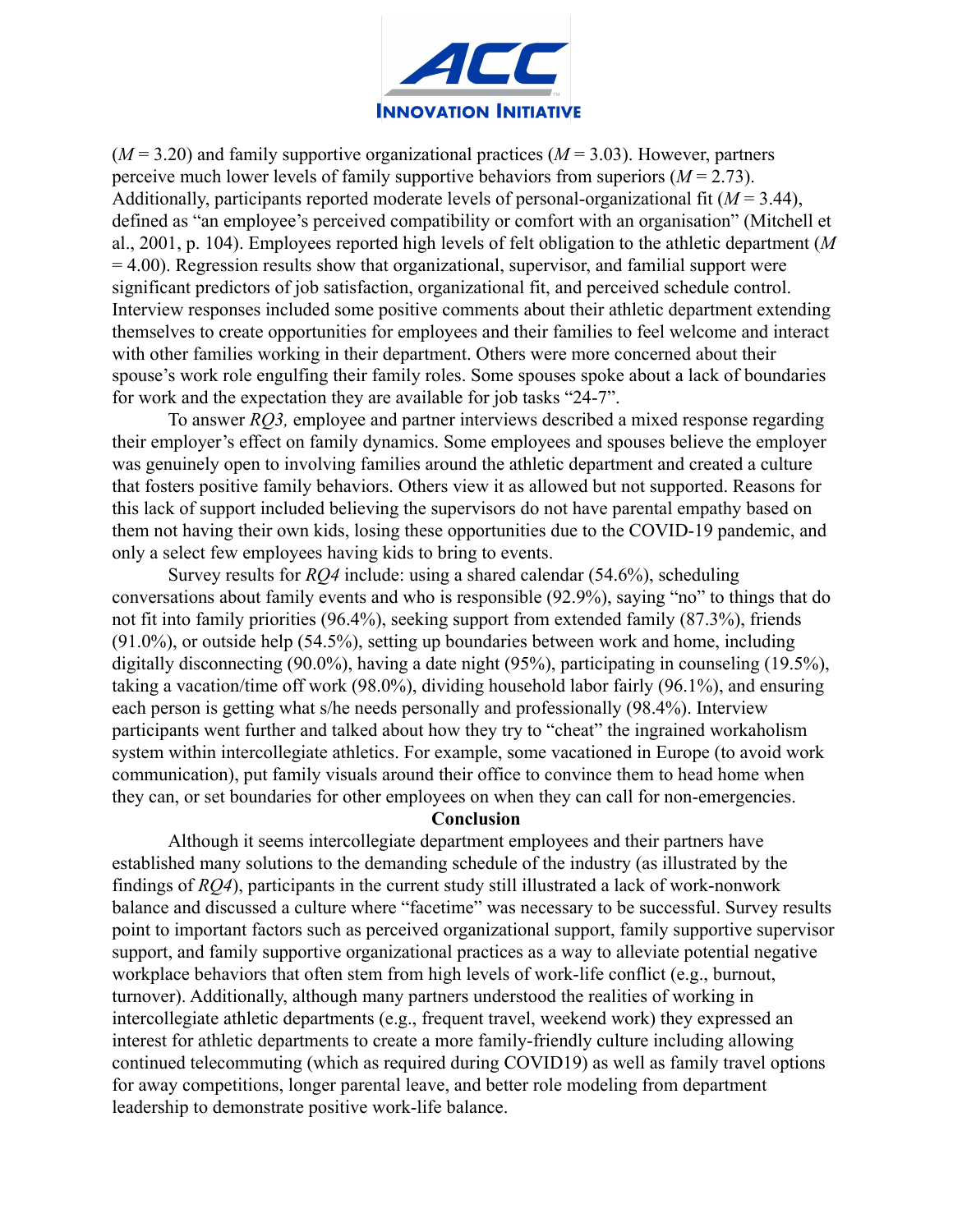($M = 3.20$) and family supportive organizational practices ($M = 3.03$). However, partners perceive much lower levels of family supportive behaviors from superiors ($M = 2.73$). Additionally, participants reported moderate levels of personal-organizational fit ($M = 3.44$), defined as "an employee's perceived compatibility or comfort with an organisation" (Mitchell et al., 2001, p. 104). Employees reported high levels of felt obligation to the athletic department ($M = 4.00$). Regression results show that organizational, supervisor, and familial support were significant predictors of job satisfaction, organizational fit, and perceived schedule control. Interview responses included some positive comments about their athletic department extending themselves to create opportunities for employees and their families to feel welcome and interact with other families working in their department. Others were more concerned about their spouse's work role engulfing their family roles. Some spouses spoke about a lack of boundaries for work and the expectation they are available for job tasks "24-7".

To answer *RQ3,* employee and partner interviews described a mixed response regarding their employer's effect on family dynamics. Some employees and spouses believe the employer was genuinely open to involving families around the athletic department and created a culture that fosters positive family behaviors. Others view it as allowed but not supported. Reasons for this lack of support included believing the supervisors do not have parental empathy based on them not having their own kids, losing these opportunities due to the COVID-19 pandemic, and only a select few employees having kids to bring to events.

Survey results for *RQ4* include: using a shared calendar (54.6%), scheduling conversations about family events and who is responsible (92.9%), saying "no" to things that do not fit into family priorities (96.4%), seeking support from extended family (87.3%), friends (91.0%), or outside help (54.5%), setting up boundaries between work and home, including digitally disconnecting (90.0%), having a date night (95%), participating in counseling (19.5%), taking a vacation/time off work (98.0%), dividing household labor fairly (96.1%), and ensuring each person is getting what s/he needs personally and professionally (98.4%). Interview participants went further and talked about how they try to "cheat" the ingrained workaholism system within intercollegiate athletics. For example, some vacationed in Europe (to avoid work communication), put family visuals around their office to convince them to head home when they can, or set boundaries for other employees on when they can call for non-emergencies.

## Conclusion

Although it seems intercollegiate department employees and their partners have established many solutions to the demanding schedule of the industry (as illustrated by the findings of *RQ4*), participants in the current study still illustrated a lack of work-nonwork balance and discussed a culture where "facetime" was necessary to be successful. Survey results point to important factors such as perceived organizational support, family supportive supervisor support, and family supportive organizational practices as a way to alleviate potential negative workplace behaviors that often stem from high levels of work-life conflict (e.g., burnout, turnover). Additionally, although many partners understood the realities of working in intercollegiate athletic departments (e.g., frequent travel, weekend work) they expressed an interest for athletic departments to create a more family-friendly culture including allowing continued telecommuting (which as required during COVID19) as well as family travel options for away competitions, longer parental leave, and better role modeling from department leadership to demonstrate positive work-life balance.